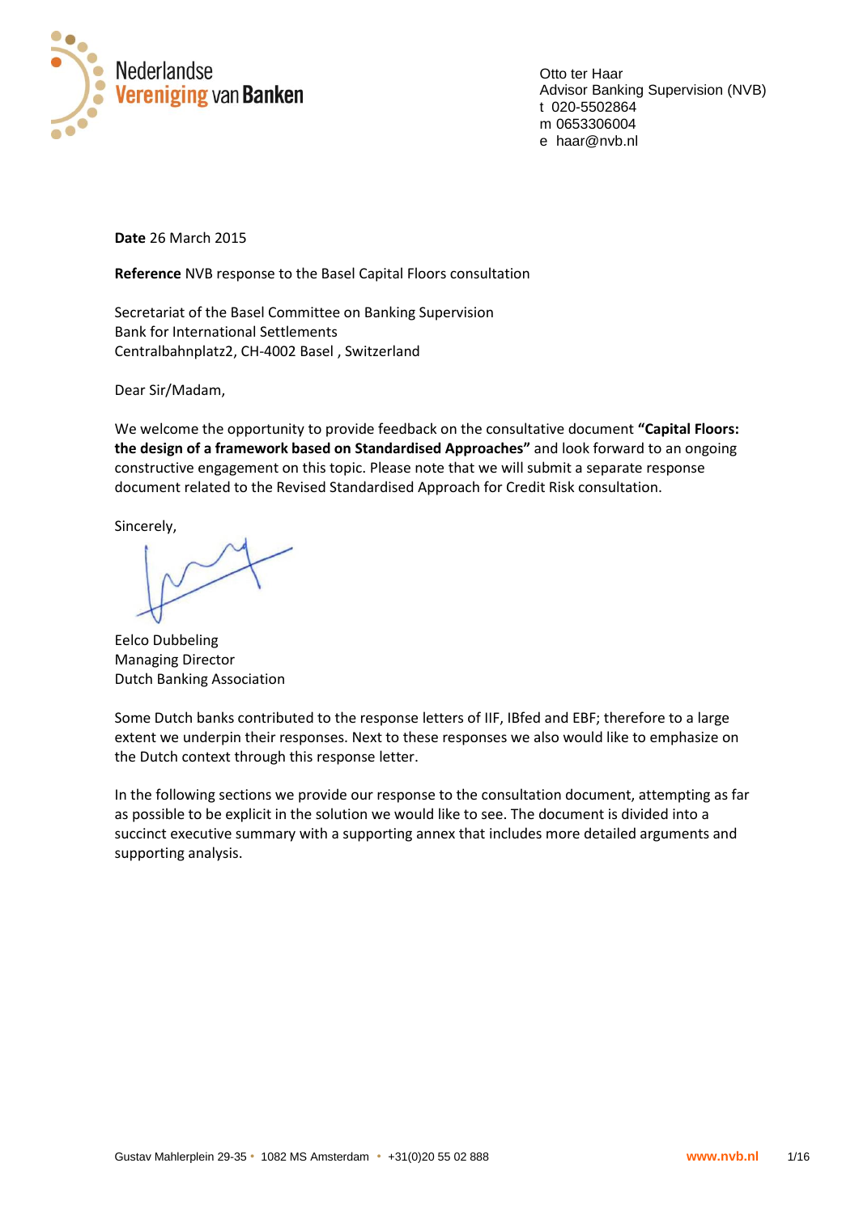Nederlandse Vereniging van Banken

Otto ter Haar
Advisor Banking Supervision (NVB)
t 020-5502864
m 0653306004
e haar@nvb.nl

**Date** 26 March 2015

**Reference** NVB response to the Basel Capital Floors consultation

Secretariat of the Basel Committee on Banking Supervision
Bank for International Settlements
Centralbahnplatz2, CH-4002 Basel , Switzerland

Dear Sir/Madam,

We welcome the opportunity to provide feedback on the consultative document **"Capital Floors: the design of a framework based on Standardised Approaches"** and look forward to an ongoing constructive engagement on this topic. Please note that we will submit a separate response document related to the Revised Standardised Approach for Credit Risk consultation.

Sincerely,

Eelco Dubbeling
Managing Director
Dutch Banking Association

Some Dutch banks contributed to the response letters of IIF, IBfed and EBF; therefore to a large extent we underpin their responses. Next to these responses we also would like to emphasize on the Dutch context through this response letter.

In the following sections we provide our response to the consultation document, attempting as far as possible to be explicit in the solution we would like to see. The document is divided into a succinct executive summary with a supporting annex that includes more detailed arguments and supporting analysis.

Gustav Mahlerplein 29-35 • 1082 MS Amsterdam • +31(0)20 55 02 888 www.nvb.nl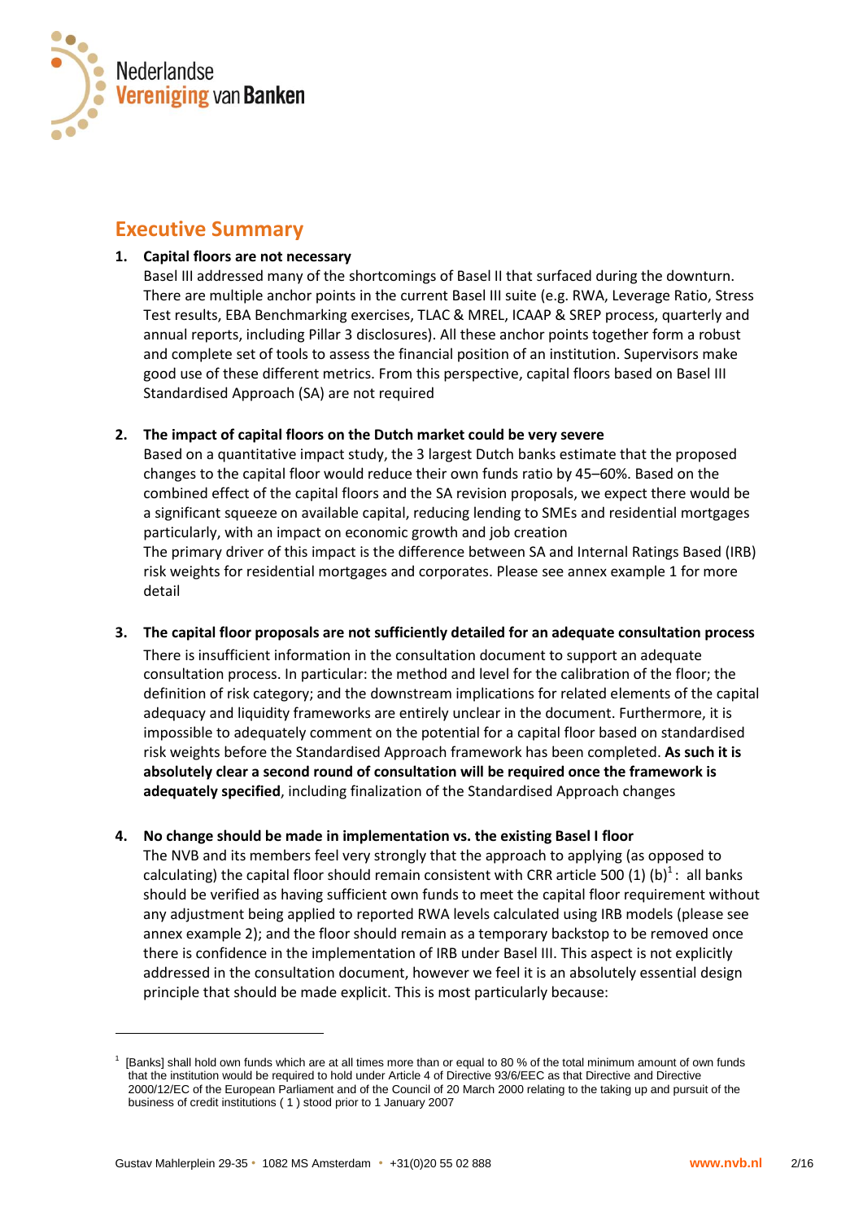## Executive Summary

1. **Capital floors are not necessary**
   Basel III addressed many of the shortcomings of Basel II that surfaced during the downturn. There are multiple anchor points in the current Basel III suite (e.g. RWA, Leverage Ratio, Stress Test results, EBA Benchmarking exercises, TLAC & MREL, ICAAP & SREP process, quarterly and annual reports, including Pillar 3 disclosures). All these anchor points together form a robust and complete set of tools to assess the financial position of an institution. Supervisors make good use of these different metrics. From this perspective, capital floors based on Basel III Standardised Approach (SA) are not required

2. **The impact of capital floors on the Dutch market could be very severe**
   Based on a quantitative impact study, the 3 largest Dutch banks estimate that the proposed changes to the capital floor would reduce their own funds ratio by 45–60%. Based on the combined effect of the capital floors and the SA revision proposals, we expect there would be a significant squeeze on available capital, reducing lending to SMEs and residential mortgages particularly, with an impact on economic growth and job creation
   The primary driver of this impact is the difference between SA and Internal Ratings Based (IRB) risk weights for residential mortgages and corporates. Please see annex example 1 for more detail

3. **The capital floor proposals are not sufficiently detailed for an adequate consultation process**
   There is insufficient information in the consultation document to support an adequate consultation process. In particular: the method and level for the calibration of the floor; the definition of risk category; and the downstream implications for related elements of the capital adequacy and liquidity frameworks are entirely unclear in the document. Furthermore, it is impossible to adequately comment on the potential for a capital floor based on standardised risk weights before the Standardised Approach framework has been completed. **As such it is absolutely clear a second round of consultation will be required once the framework is adequately specified**, including finalization of the Standardised Approach changes

4. **No change should be made in implementation vs. the existing Basel I floor**
   The NVB and its members feel very strongly that the approach to applying (as opposed to calculating) the capital floor should remain consistent with CRR article 500 (1) (b)[1]: all banks should be verified as having sufficient own funds to meet the capital floor requirement without any adjustment being applied to reported RWA levels calculated using IRB models (please see annex example 2); and the floor should remain as a temporary backstop to be removed once there is confidence in the implementation of IRB under Basel III. This aspect is not explicitly addressed in the consultation document, however we feel it is an absolutely essential design principle that should be made explicit. This is most particularly because:

---

[1] [Banks] shall hold own funds which are at all times more than or equal to 80 % of the total minimum amount of own funds that the institution would be required to hold under Article 4 of Directive 93/6/EEC as that Directive and Directive 2000/12/EC of the European Parliament and of the Council of 20 March 2000 relating to the taking up and pursuit of the business of credit institutions ( 1 ) stood prior to 1 January 2007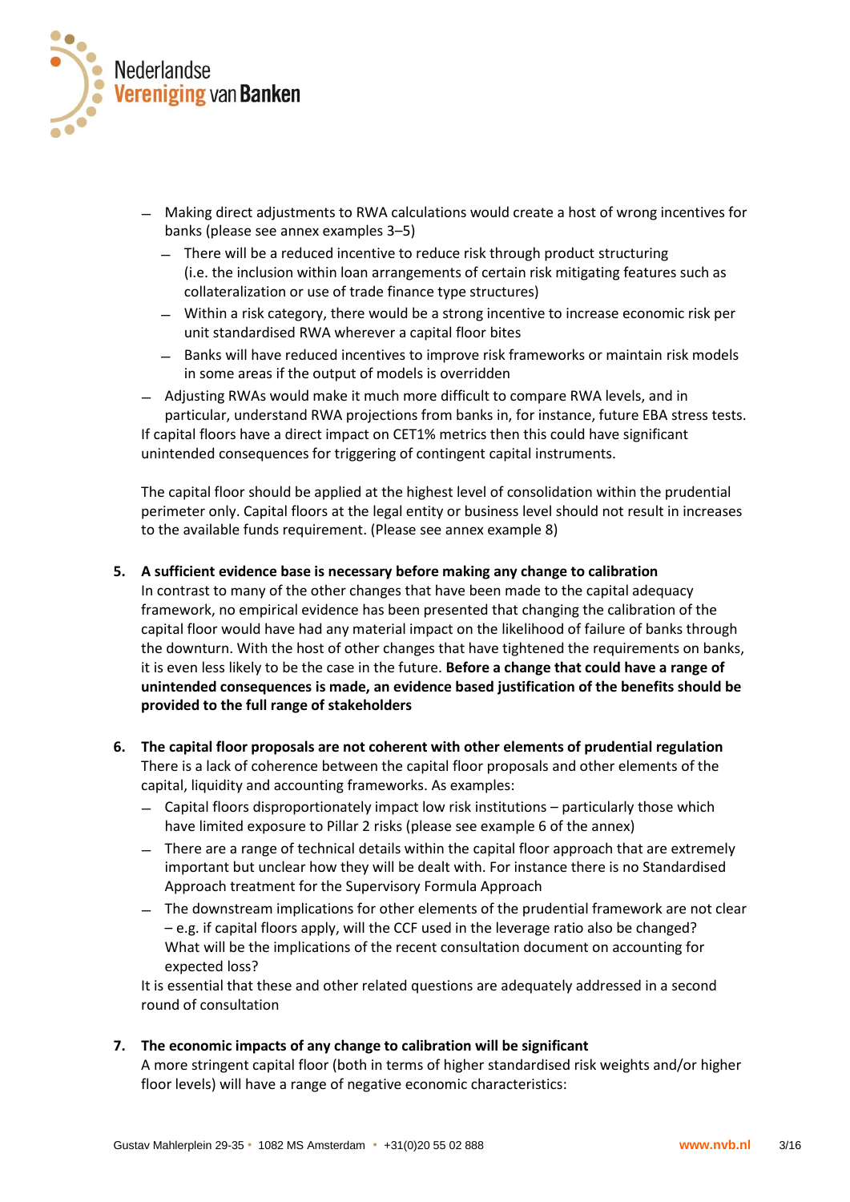- Making direct adjustments to RWA calculations would create a host of wrong incentives for banks (please see annex examples 3–5)
  - There will be a reduced incentive to reduce risk through product structuring (i.e. the inclusion within loan arrangements of certain risk mitigating features such as collateralization or use of trade finance type structures)
  - Within a risk category, there would be a strong incentive to increase economic risk per unit standardised RWA wherever a capital floor bites
  - Banks will have reduced incentives to improve risk frameworks or maintain risk models in some areas if the output of models is overridden
- Adjusting RWAs would make it much more difficult to compare RWA levels, and in particular, understand RWA projections from banks in, for instance, future EBA stress tests.

If capital floors have a direct impact on CET1% metrics then this could have significant unintended consequences for triggering of contingent capital instruments.

The capital floor should be applied at the highest level of consolidation within the prudential perimeter only. Capital floors at the legal entity or business level should not result in increases to the available funds requirement. (Please see annex example 8)

5. **A sufficient evidence base is necessary before making any change to calibration**
   In contrast to many of the other changes that have been made to the capital adequacy framework, no empirical evidence has been presented that changing the calibration of the capital floor would have had any material impact on the likelihood of failure of banks through the downturn. With the host of other changes that have tightened the requirements on banks, it is even less likely to be the case in the future. **Before a change that could have a range of unintended consequences is made, an evidence based justification of the benefits should be provided to the full range of stakeholders**

6. **The capital floor proposals are not coherent with other elements of prudential regulation**
   There is a lack of coherence between the capital floor proposals and other elements of the capital, liquidity and accounting frameworks. As examples:
   - Capital floors disproportionately impact low risk institutions – particularly those which have limited exposure to Pillar 2 risks (please see example 6 of the annex)
   - There are a range of technical details within the capital floor approach that are extremely important but unclear how they will be dealt with. For instance there is no Standardised Approach treatment for the Supervisory Formula Approach
   - The downstream implications for other elements of the prudential framework are not clear – e.g. if capital floors apply, will the CCF used in the leverage ratio also be changed? What will be the implications of the recent consultation document on accounting for expected loss?

   It is essential that these and other related questions are adequately addressed in a second round of consultation

7. **The economic impacts of any change to calibration will be significant**
   A more stringent capital floor (both in terms of higher standardised risk weights and/or higher floor levels) will have a range of negative economic characteristics: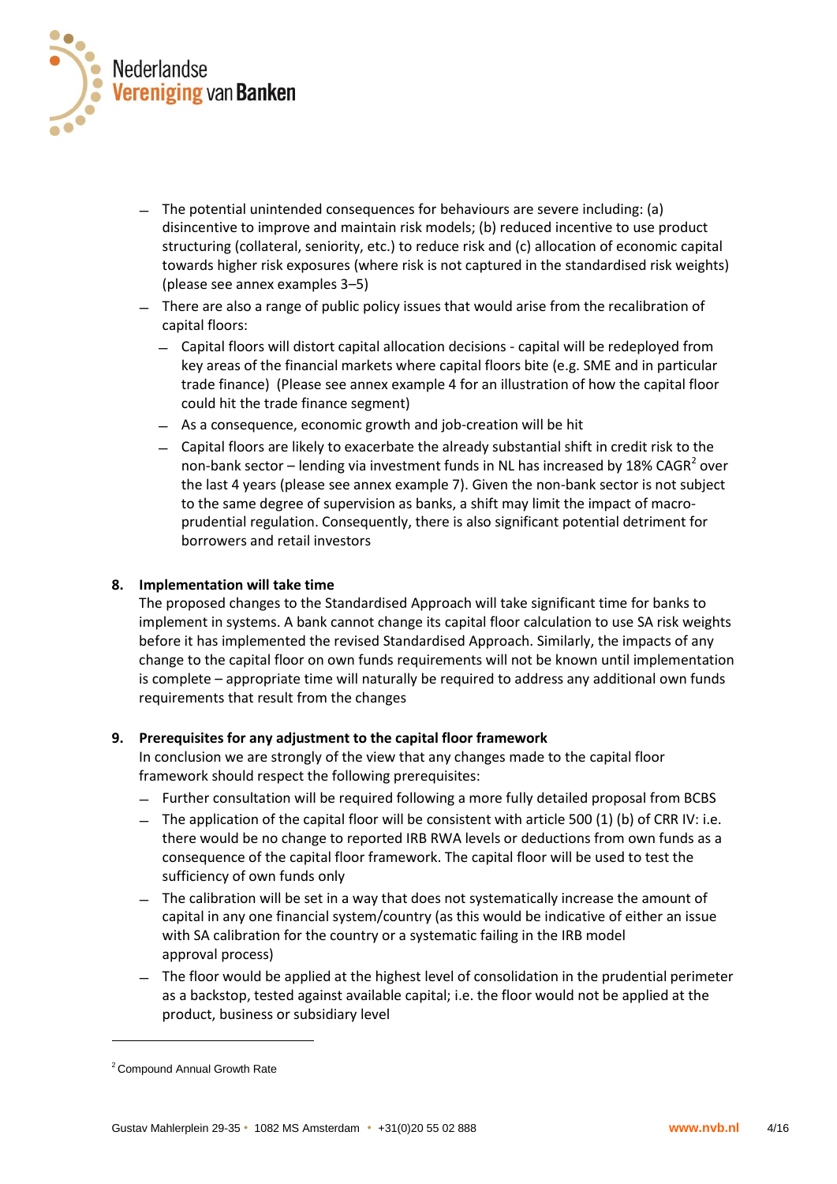- The potential unintended consequences for behaviours are severe including: (a) disincentive to improve and maintain risk models; (b) reduced incentive to use product structuring (collateral, seniority, etc.) to reduce risk and (c) allocation of economic capital towards higher risk exposures (where risk is not captured in the standardised risk weights) (please see annex examples 3–5)
- There are also a range of public policy issues that would arise from the recalibration of capital floors:
  - Capital floors will distort capital allocation decisions - capital will be redeployed from key areas of the financial markets where capital floors bite (e.g. SME and in particular trade finance) (Please see annex example 4 for an illustration of how the capital floor could hit the trade finance segment)
  - As a consequence, economic growth and job-creation will be hit
  - Capital floors are likely to exacerbate the already substantial shift in credit risk to the non-bank sector – lending via investment funds in NL has increased by 18% CAGR[2] over the last 4 years (please see annex example 7). Given the non-bank sector is not subject to the same degree of supervision as banks, a shift may limit the impact of macro-prudential regulation. Consequently, there is also significant potential detriment for borrowers and retail investors

**8. Implementation will take time**

The proposed changes to the Standardised Approach will take significant time for banks to implement in systems. A bank cannot change its capital floor calculation to use SA risk weights before it has implemented the revised Standardised Approach. Similarly, the impacts of any change to the capital floor on own funds requirements will not be known until implementation is complete – appropriate time will naturally be required to address any additional own funds requirements that result from the changes

**9. Prerequisites for any adjustment to the capital floor framework**

In conclusion we are strongly of the view that any changes made to the capital floor framework should respect the following prerequisites:

- Further consultation will be required following a more fully detailed proposal from BCBS
- The application of the capital floor will be consistent with article 500 (1) (b) of CRR IV: i.e. there would be no change to reported IRB RWA levels or deductions from own funds as a consequence of the capital floor framework. The capital floor will be used to test the sufficiency of own funds only
- The calibration will be set in a way that does not systematically increase the amount of capital in any one financial system/country (as this would be indicative of either an issue with SA calibration for the country or a systematic failing in the IRB model approval process)
- The floor would be applied at the highest level of consolidation in the prudential perimeter as a backstop, tested against available capital; i.e. the floor would not be applied at the product, business or subsidiary level

---

[2] Compound Annual Growth Rate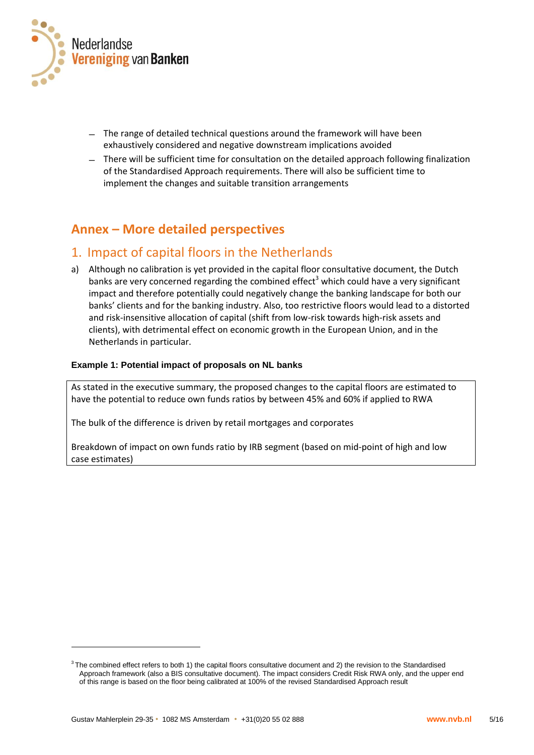- The range of detailed technical questions around the framework will have been exhaustively considered and negative downstream implications avoided
- There will be sufficient time for consultation on the detailed approach following finalization of the Standardised Approach requirements. There will also be sufficient time to implement the changes and suitable transition arrangements

## Annex – More detailed perspectives

### 1. Impact of capital floors in the Netherlands

a) Although no calibration is yet provided in the capital floor consultative document, the Dutch banks are very concerned regarding the combined effect[3] which could have a very significant impact and therefore potentially could negatively change the banking landscape for both our banks' clients and for the banking industry. Also, too restrictive floors would lead to a distorted and risk-insensitive allocation of capital (shift from low-risk towards high-risk assets and clients), with detrimental effect on economic growth in the European Union, and in the Netherlands in particular.

**Example 1: Potential impact of proposals on NL banks**

As stated in the executive summary, the proposed changes to the capital floors are estimated to have the potential to reduce own funds ratios by between 45% and 60% if applied to RWA

The bulk of the difference is driven by retail mortgages and corporates

Breakdown of impact on own funds ratio by IRB segment (based on mid-point of high and low case estimates)

---

[3] The combined effect refers to both 1) the capital floors consultative document and 2) the revision to the Standardised Approach framework (also a BIS consultative document). The impact considers Credit Risk RWA only, and the upper end of this range is based on the floor being calibrated at 100% of the revised Standardised Approach result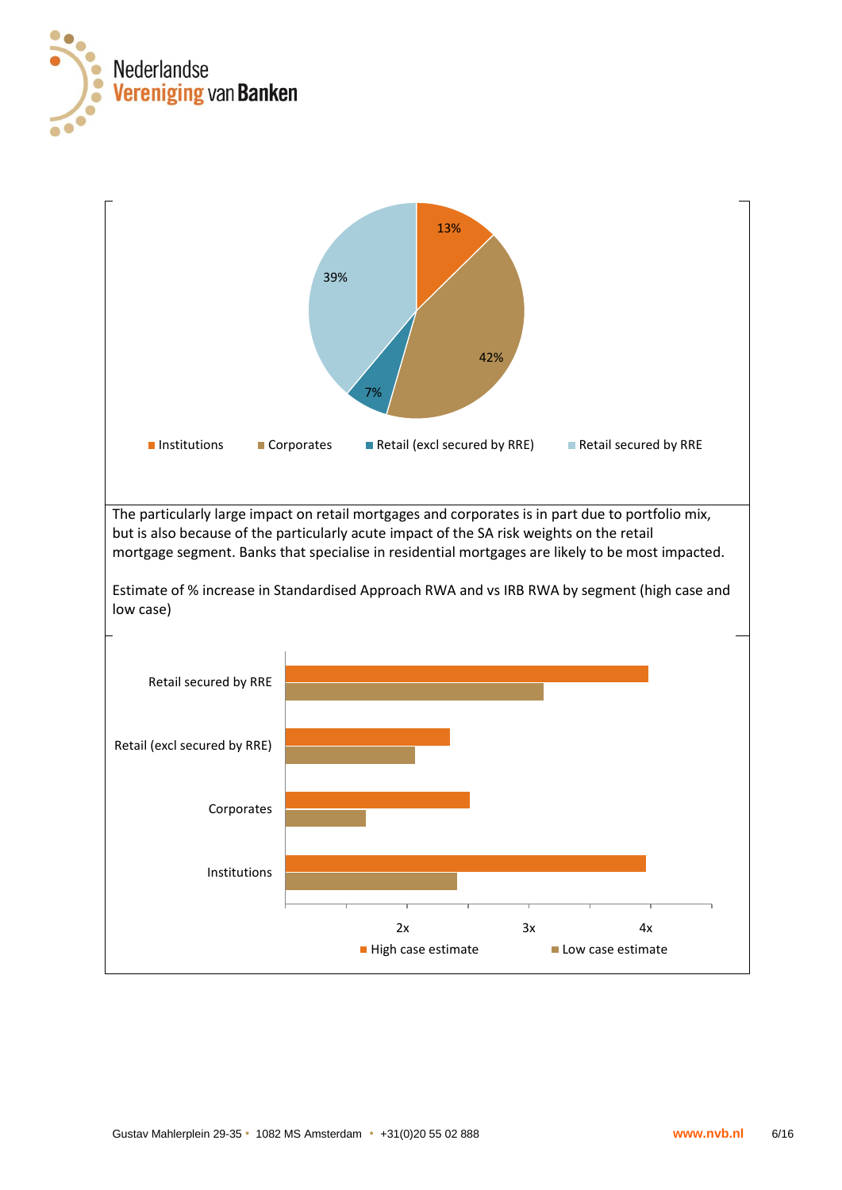13%

39%

42%

7%

■ Institutions ■ Corporates ■ Retail (excl secured by RRE) ■ Retail secured by RRE

The particularly large impact on retail mortgages and corporates is in part due to portfolio mix, but is also because of the particularly acute impact of the SA risk weights on the retail mortgage segment. Banks that specialise in residential mortgages are likely to be most impacted.

Estimate of % increase in Standardised Approach RWA and vs IRB RWA by segment (high case and low case)

Retail secured by RRE

Retail (excl secured by RRE)

Corporates

Institutions

2x 3x 4x

■ High case estimate ■ Low case estimate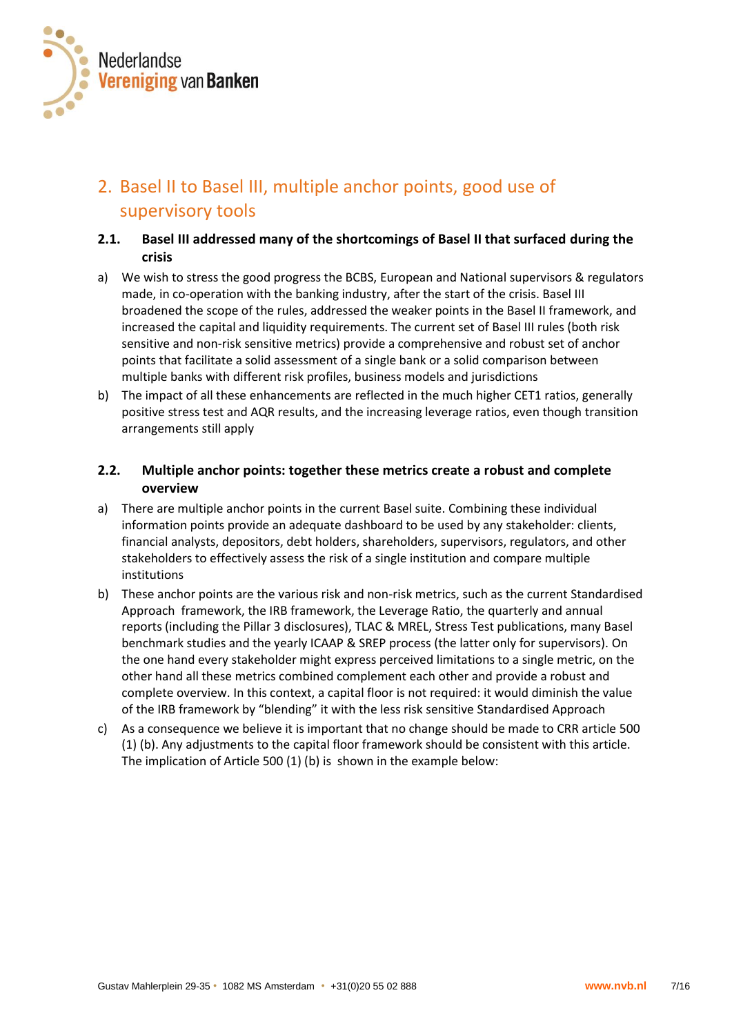## 2. Basel II to Basel III, multiple anchor points, good use of supervisory tools

### 2.1. Basel III addressed many of the shortcomings of Basel II that surfaced during the crisis

a) We wish to stress the good progress the BCBS, European and National supervisors & regulators made, in co-operation with the banking industry, after the start of the crisis. Basel III broadened the scope of the rules, addressed the weaker points in the Basel II framework, and increased the capital and liquidity requirements. The current set of Basel III rules (both risk sensitive and non-risk sensitive metrics) provide a comprehensive and robust set of anchor points that facilitate a solid assessment of a single bank or a solid comparison between multiple banks with different risk profiles, business models and jurisdictions

b) The impact of all these enhancements are reflected in the much higher CET1 ratios, generally positive stress test and AQR results, and the increasing leverage ratios, even though transition arrangements still apply

### 2.2. Multiple anchor points: together these metrics create a robust and complete overview

a) There are multiple anchor points in the current Basel suite. Combining these individual information points provide an adequate dashboard to be used by any stakeholder: clients, financial analysts, depositors, debt holders, shareholders, supervisors, regulators, and other stakeholders to effectively assess the risk of a single institution and compare multiple institutions

b) These anchor points are the various risk and non-risk metrics, such as the current Standardised Approach framework, the IRB framework, the Leverage Ratio, the quarterly and annual reports (including the Pillar 3 disclosures), TLAC & MREL, Stress Test publications, many Basel benchmark studies and the yearly ICAAP & SREP process (the latter only for supervisors). On the one hand every stakeholder might express perceived limitations to a single metric, on the other hand all these metrics combined complement each other and provide a robust and complete overview. In this context, a capital floor is not required: it would diminish the value of the IRB framework by "blending" it with the less risk sensitive Standardised Approach

c) As a consequence we believe it is important that no change should be made to CRR article 500 (1) (b). Any adjustments to the capital floor framework should be consistent with this article. The implication of Article 500 (1) (b) is shown in the example below: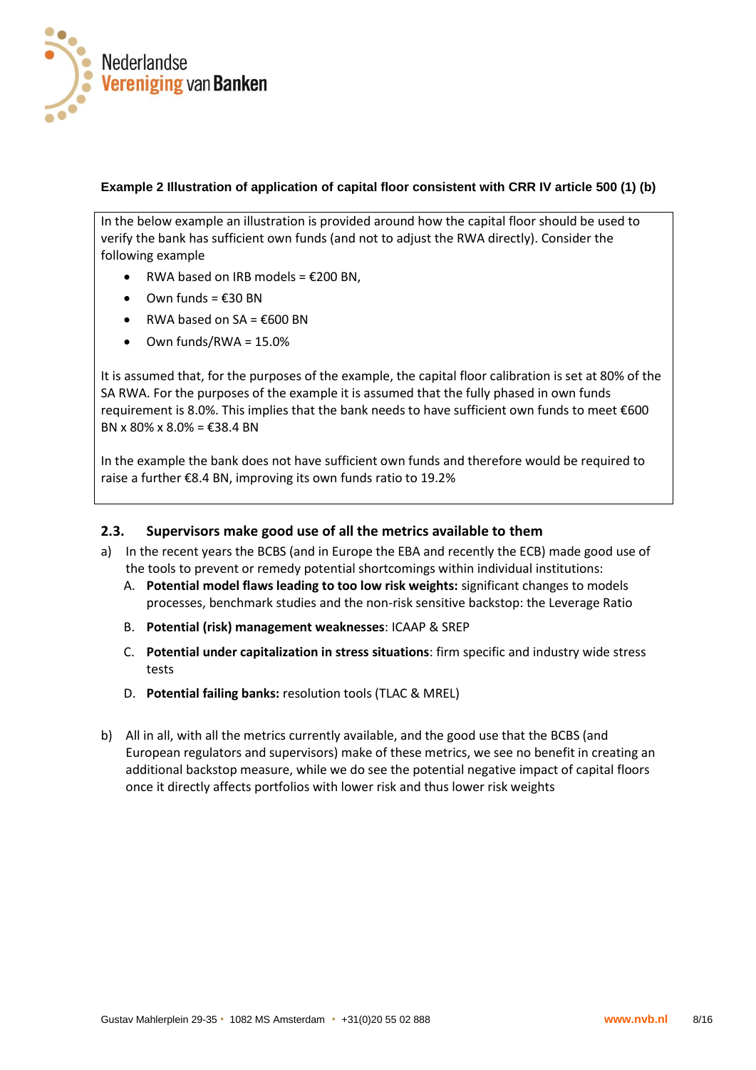**Example 2 Illustration of application of capital floor consistent with CRR IV article 500 (1) (b)**

In the below example an illustration is provided around how the capital floor should be used to verify the bank has sufficient own funds (and not to adjust the RWA directly). Consider the following example

- RWA based on IRB models = €200 BN,
- Own funds = €30 BN
- RWA based on SA = €600 BN
- Own funds/RWA = 15.0%

It is assumed that, for the purposes of the example, the capital floor calibration is set at 80% of the SA RWA. For the purposes of the example it is assumed that the fully phased in own funds requirement is 8.0%. This implies that the bank needs to have sufficient own funds to meet €600 BN x 80% x 8.0% = €38.4 BN

In the example the bank does not have sufficient own funds and therefore would be required to raise a further €8.4 BN, improving its own funds ratio to 19.2%

### 2.3. Supervisors make good use of all the metrics available to them

a) In the recent years the BCBS (and in Europe the EBA and recently the ECB) made good use of the tools to prevent or remedy potential shortcomings within individual institutions:

   A. **Potential model flaws leading to too low risk weights:** significant changes to models processes, benchmark studies and the non-risk sensitive backstop: the Leverage Ratio

   B. **Potential (risk) management weaknesses**: ICAAP & SREP

   C. **Potential under capitalization in stress situations**: firm specific and industry wide stress tests

   D. **Potential failing banks:** resolution tools (TLAC & MREL)

b) All in all, with all the metrics currently available, and the good use that the BCBS (and European regulators and supervisors) make of these metrics, we see no benefit in creating an additional backstop measure, while we do see the potential negative impact of capital floors once it directly affects portfolios with lower risk and thus lower risk weights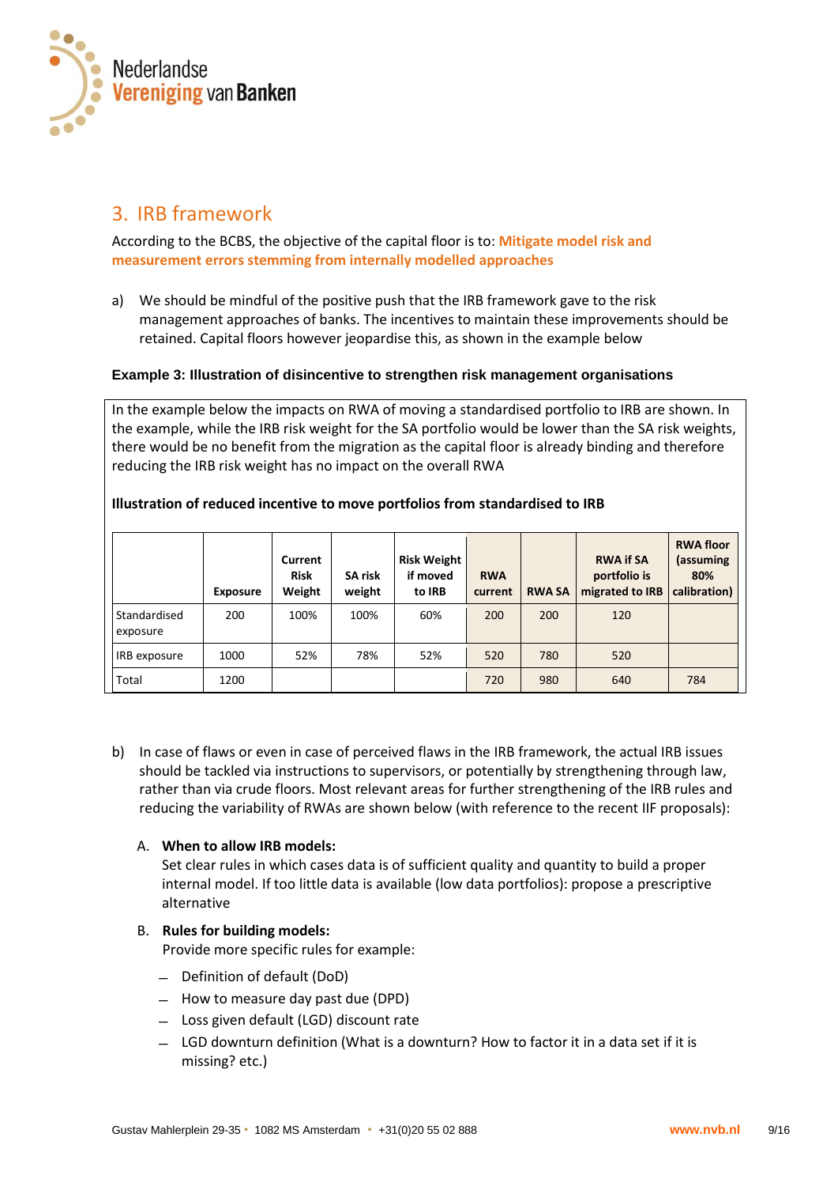## 3. IRB framework

According to the BCBS, the objective of the capital floor is to: **Mitigate model risk and measurement errors stemming from internally modelled approaches**

a) We should be mindful of the positive push that the IRB framework gave to the risk management approaches of banks. The incentives to maintain these improvements should be retained. Capital floors however jeopardise this, as shown in the example below

**Example 3: Illustration of disincentive to strengthen risk management organisations**

In the example below the impacts on RWA of moving a standardised portfolio to IRB are shown. In the example, while the IRB risk weight for the SA portfolio would be lower than the SA risk weights, there would be no benefit from the migration as the capital floor is already binding and therefore reducing the IRB risk weight has no impact on the overall RWA

**Illustration of reduced incentive to move portfolios from standardised to IRB**

| | Exposure | Current Risk Weight | SA risk weight | Risk Weight if moved to IRB | RWA current | RWA SA | RWA if SA portfolio is migrated to IRB | RWA floor (assuming 80% calibration) |
|---|---|---|---|---|---|---|---|---|
| Standardised exposure | 200 | 100% | 100% | 60% | 200 | 200 | 120 | |
| IRB exposure | 1000 | 52% | 78% | 52% | 520 | 780 | 520 | |
| Total | 1200 | | | | 720 | 980 | 640 | 784 |

b) In case of flaws or even in case of perceived flaws in the IRB framework, the actual IRB issues should be tackled via instructions to supervisors, or potentially by strengthening through law, rather than via crude floors. Most relevant areas for further strengthening of the IRB rules and reducing the variability of RWAs are shown below (with reference to the recent IIF proposals):

A. **When to allow IRB models:**
Set clear rules in which cases data is of sufficient quality and quantity to build a proper internal model. If too little data is available (low data portfolios): propose a prescriptive alternative

B. **Rules for building models:**
Provide more specific rules for example:

- Definition of default (DoD)
- How to measure day past due (DPD)
- Loss given default (LGD) discount rate
- LGD downturn definition (What is a downturn? How to factor it in a data set if it is missing? etc.)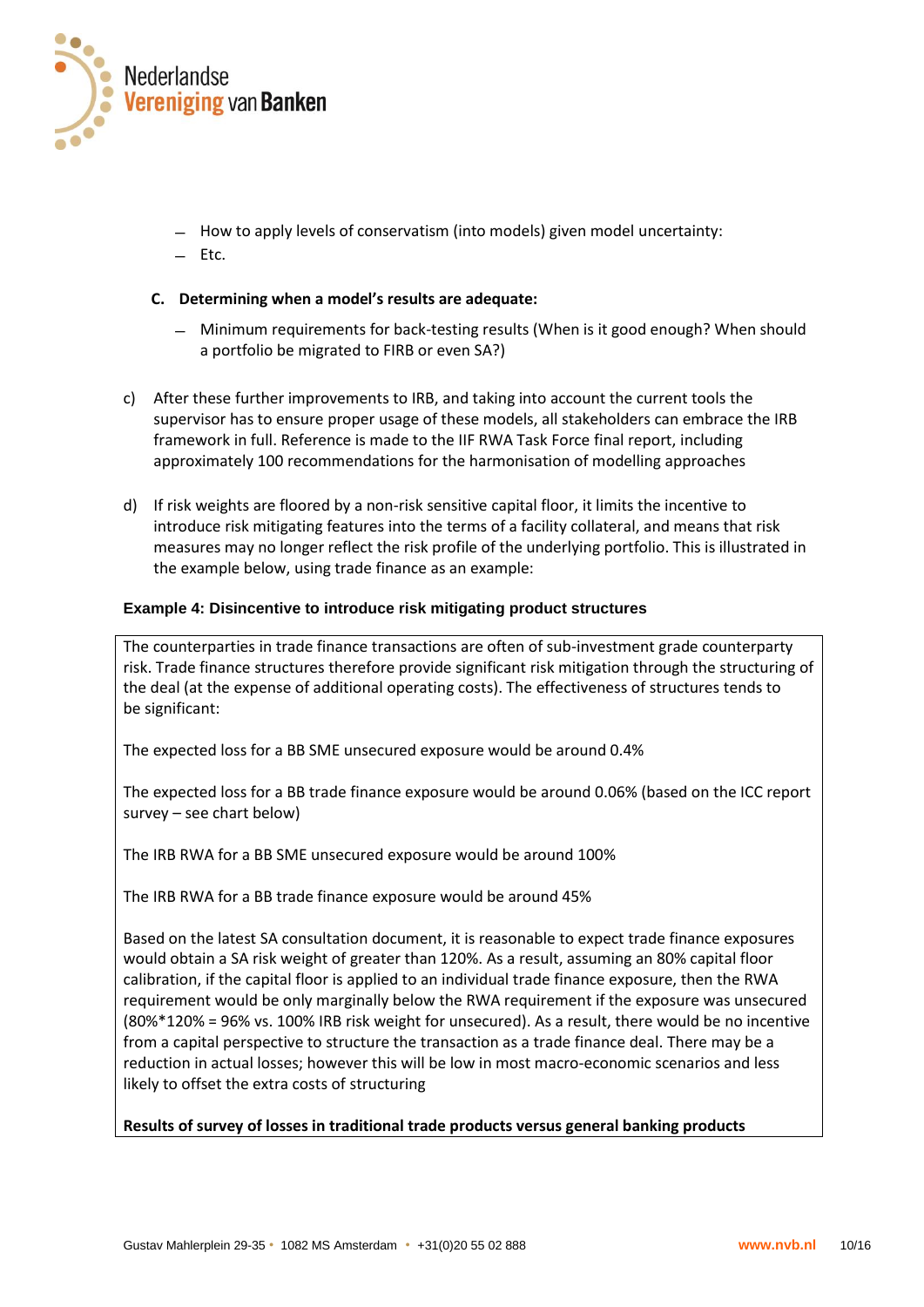- How to apply levels of conservatism (into models) given model uncertainty:
- Etc.

**C. Determining when a model's results are adequate:**

- Minimum requirements for back-testing results (When is it good enough? When should a portfolio be migrated to FIRB or even SA?)

c) After these further improvements to IRB, and taking into account the current tools the supervisor has to ensure proper usage of these models, all stakeholders can embrace the IRB framework in full. Reference is made to the IIF RWA Task Force final report, including approximately 100 recommendations for the harmonisation of modelling approaches

d) If risk weights are floored by a non-risk sensitive capital floor, it limits the incentive to introduce risk mitigating features into the terms of a facility collateral, and means that risk measures may no longer reflect the risk profile of the underlying portfolio. This is illustrated in the example below, using trade finance as an example:

**Example 4: Disincentive to introduce risk mitigating product structures**

The counterparties in trade finance transactions are often of sub-investment grade counterparty risk. Trade finance structures therefore provide significant risk mitigation through the structuring of the deal (at the expense of additional operating costs). The effectiveness of structures tends to be significant:

The expected loss for a BB SME unsecured exposure would be around 0.4%

The expected loss for a BB trade finance exposure would be around 0.06% (based on the ICC report survey – see chart below)

The IRB RWA for a BB SME unsecured exposure would be around 100%

The IRB RWA for a BB trade finance exposure would be around 45%

Based on the latest SA consultation document, it is reasonable to expect trade finance exposures would obtain a SA risk weight of greater than 120%. As a result, assuming an 80% capital floor calibration, if the capital floor is applied to an individual trade finance exposure, then the RWA requirement would be only marginally below the RWA requirement if the exposure was unsecured (80%*120% = 96% vs. 100% IRB risk weight for unsecured). As a result, there would be no incentive from a capital perspective to structure the transaction as a trade finance deal. There may be a reduction in actual losses; however this will be low in most macro-economic scenarios and less likely to offset the extra costs of structuring

**Results of survey of losses in traditional trade products versus general banking products**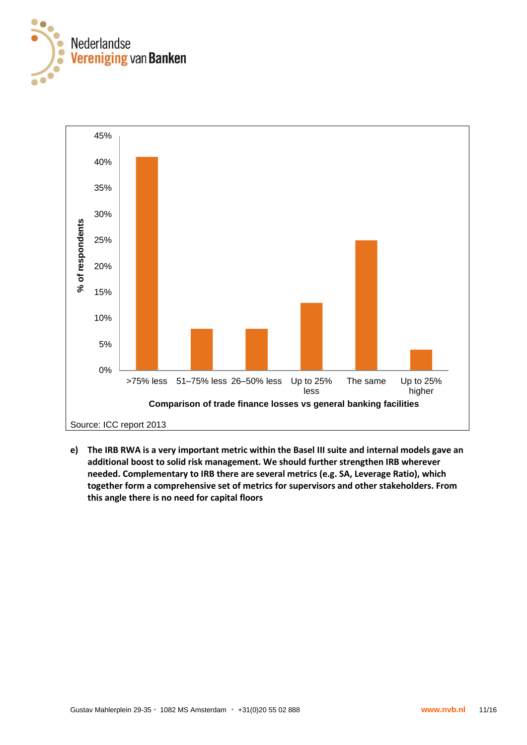% of respondents

| Comparison of trade finance losses vs general banking facilities | % of respondents |
|---|---|
| >75% less | ~41% |
| 51–75% less | ~8% |
| 26–50% less | ~8% |
| Up to 25% less | ~13% |
| The same | ~25% |
| Up to 25% higher | ~4% |

Source: ICC report 2013

**e) The IRB RWA is a very important metric within the Basel III suite and internal models gave an additional boost to solid risk management. We should further strengthen IRB wherever needed. Complementary to IRB there are several metrics (e.g. SA, Leverage Ratio), which together form a comprehensive set of metrics for supervisors and other stakeholders. From this angle there is no need for capital floors**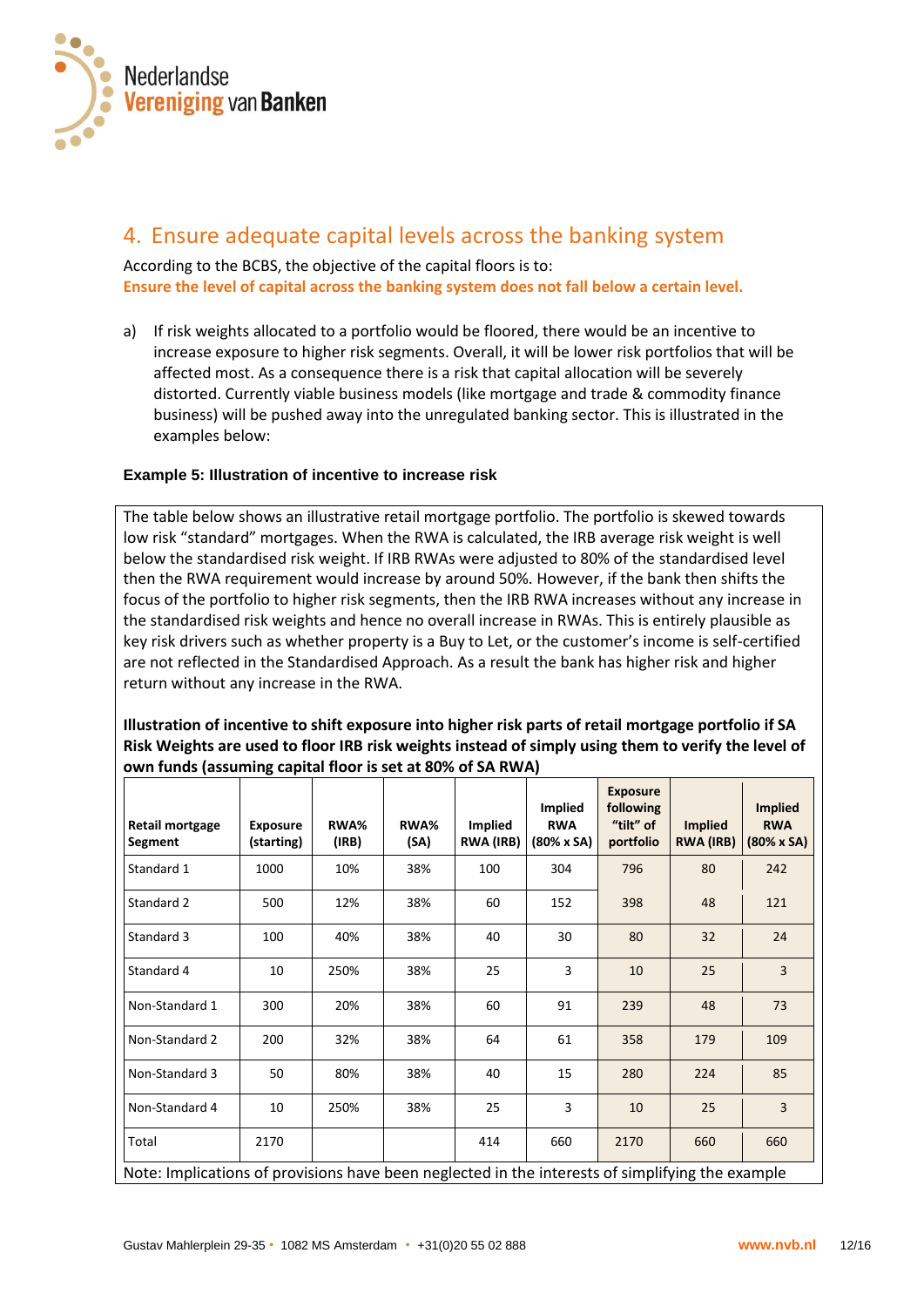## 4. Ensure adequate capital levels across the banking system

According to the BCBS, the objective of the capital floors is to:
**Ensure the level of capital across the banking system does not fall below a certain level.**

a) If risk weights allocated to a portfolio would be floored, there would be an incentive to increase exposure to higher risk segments. Overall, it will be lower risk portfolios that will be affected most. As a consequence there is a risk that capital allocation will be severely distorted. Currently viable business models (like mortgage and trade & commodity finance business) will be pushed away into the unregulated banking sector. This is illustrated in the examples below:

#### Example 5: Illustration of incentive to increase risk

The table below shows an illustrative retail mortgage portfolio. The portfolio is skewed towards low risk "standard" mortgages. When the RWA is calculated, the IRB average risk weight is well below the standardised risk weight. If IRB RWAs were adjusted to 80% of the standardised level then the RWA requirement would increase by around 50%. However, if the bank then shifts the focus of the portfolio to higher risk segments, then the IRB RWA increases without any increase in the standardised risk weights and hence no overall increase in RWAs. This is entirely plausible as key risk drivers such as whether property is a Buy to Let, or the customer's income is self-certified are not reflected in the Standardised Approach. As a result the bank has higher risk and higher return without any increase in the RWA.

**Illustration of incentive to shift exposure into higher risk parts of retail mortgage portfolio if SA Risk Weights are used to floor IRB risk weights instead of simply using them to verify the level of own funds (assuming capital floor is set at 80% of SA RWA)**

| Retail mortgage Segment | Exposure (starting) | RWA% (IRB) | RWA% (SA) | Implied RWA (IRB) | Implied RWA (80% x SA) | Exposure following "tilt" of portfolio | Implied RWA (IRB) | Implied RWA (80% x SA) |
|---|---|---|---|---|---|---|---|---|
| Standard 1 | 1000 | 10% | 38% | 100 | 304 | 796 | 80 | 242 |
| Standard 2 | 500 | 12% | 38% | 60 | 152 | 398 | 48 | 121 |
| Standard 3 | 100 | 40% | 38% | 40 | 30 | 80 | 32 | 24 |
| Standard 4 | 10 | 250% | 38% | 25 | 3 | 10 | 25 | 3 |
| Non-Standard 1 | 300 | 20% | 38% | 60 | 91 | 239 | 48 | 73 |
| Non-Standard 2 | 200 | 32% | 38% | 64 | 61 | 358 | 179 | 109 |
| Non-Standard 3 | 50 | 80% | 38% | 40 | 15 | 280 | 224 | 85 |
| Non-Standard 4 | 10 | 250% | 38% | 25 | 3 | 10 | 25 | 3 |
| Total | 2170 | | | 414 | 660 | 2170 | 660 | 660 |

Note: Implications of provisions have been neglected in the interests of simplifying the example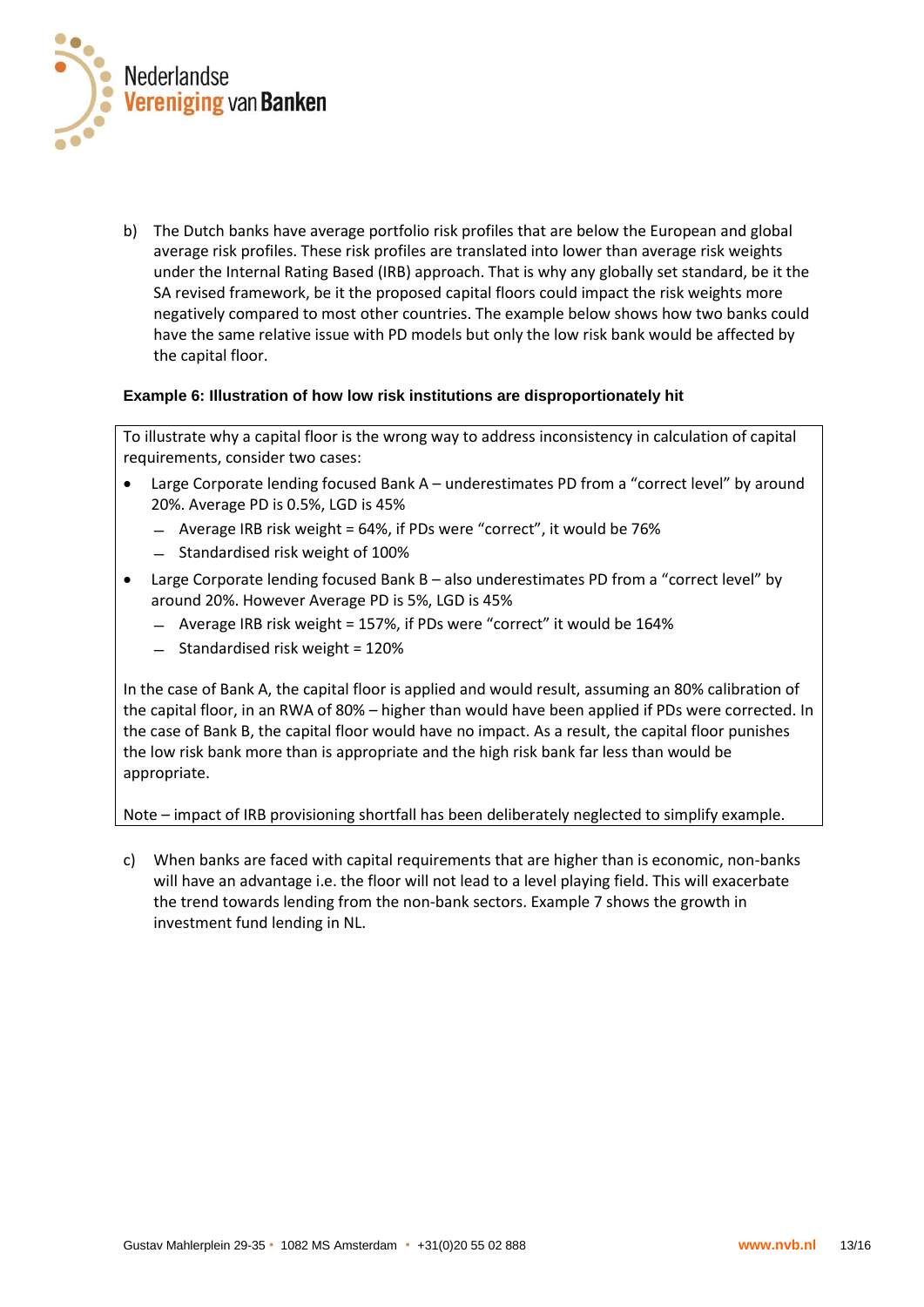b) The Dutch banks have average portfolio risk profiles that are below the European and global average risk profiles. These risk profiles are translated into lower than average risk weights under the Internal Rating Based (IRB) approach. That is why any globally set standard, be it the SA revised framework, be it the proposed capital floors could impact the risk weights more negatively compared to most other countries. The example below shows how two banks could have the same relative issue with PD models but only the low risk bank would be affected by the capital floor.

**Example 6: Illustration of how low risk institutions are disproportionately hit**

To illustrate why a capital floor is the wrong way to address inconsistency in calculation of capital requirements, consider two cases:

- Large Corporate lending focused Bank A – underestimates PD from a "correct level" by around 20%. Average PD is 0.5%, LGD is 45%
  - Average IRB risk weight = 64%, if PDs were "correct", it would be 76%
  - Standardised risk weight of 100%
- Large Corporate lending focused Bank B – also underestimates PD from a "correct level" by around 20%. However Average PD is 5%, LGD is 45%
  - Average IRB risk weight = 157%, if PDs were "correct" it would be 164%
  - Standardised risk weight = 120%

In the case of Bank A, the capital floor is applied and would result, assuming an 80% calibration of the capital floor, in an RWA of 80% – higher than would have been applied if PDs were corrected. In the case of Bank B, the capital floor would have no impact. As a result, the capital floor punishes the low risk bank more than is appropriate and the high risk bank far less than would be appropriate.

Note – impact of IRB provisioning shortfall has been deliberately neglected to simplify example.

c) When banks are faced with capital requirements that are higher than is economic, non-banks will have an advantage i.e. the floor will not lead to a level playing field. This will exacerbate the trend towards lending from the non-bank sectors. Example 7 shows the growth in investment fund lending in NL.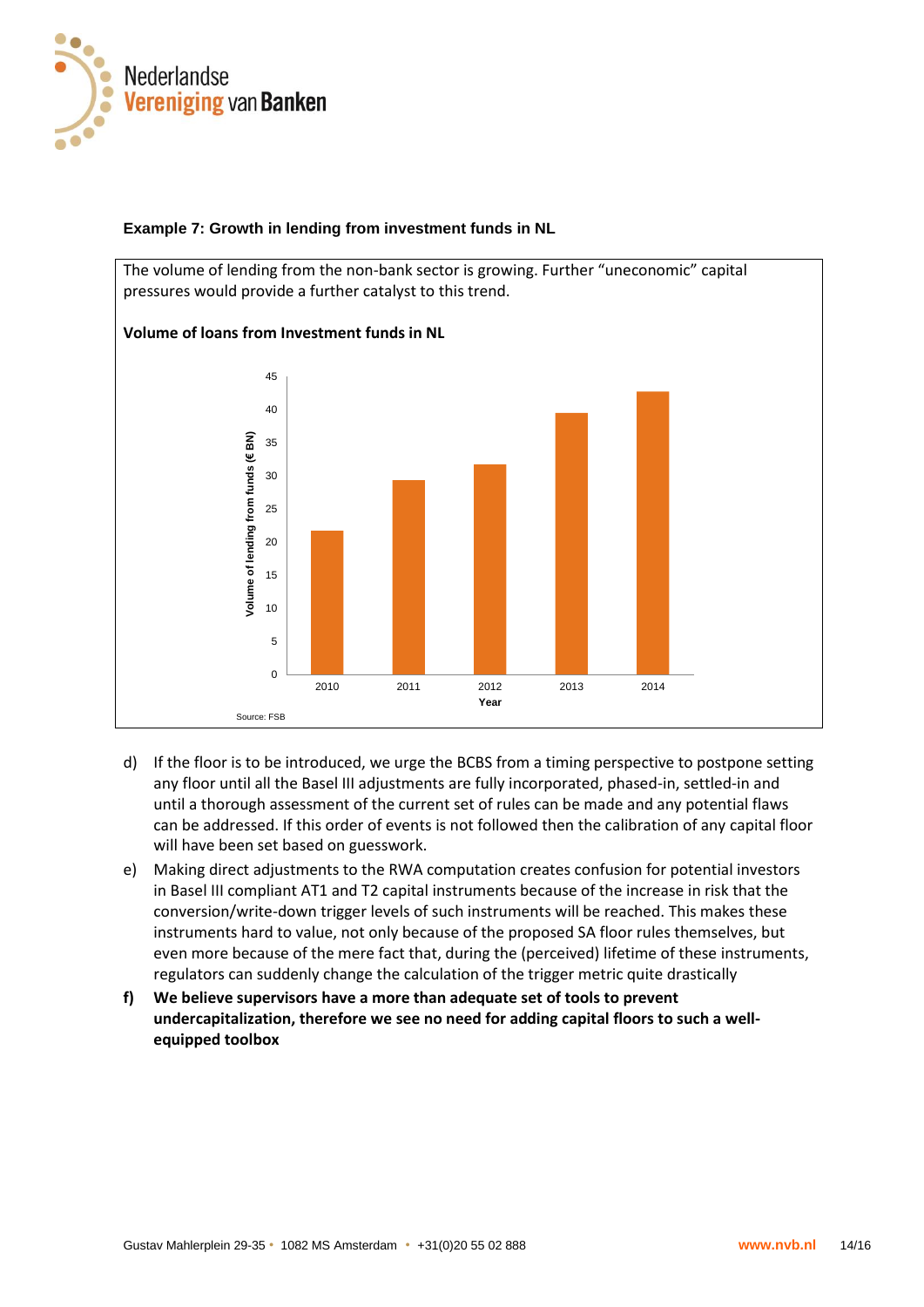**Example 7: Growth in lending from investment funds in NL**

The volume of lending from the non-bank sector is growing. Further "uneconomic" capital pressures would provide a further catalyst to this trend.

**Volume of loans from Investment funds in NL**

Source: FSB

d) If the floor is to be introduced, we urge the BCBS from a timing perspective to postpone setting any floor until all the Basel III adjustments are fully incorporated, phased-in, settled-in and until a thorough assessment of the current set of rules can be made and any potential flaws can be addressed. If this order of events is not followed then the calibration of any capital floor will have been set based on guesswork.

e) Making direct adjustments to the RWA computation creates confusion for potential investors in Basel III compliant AT1 and T2 capital instruments because of the increase in risk that the conversion/write-down trigger levels of such instruments will be reached. This makes these instruments hard to value, not only because of the proposed SA floor rules themselves, but even more because of the mere fact that, during the (perceived) lifetime of these instruments, regulators can suddenly change the calculation of the trigger metric quite drastically

**f) We believe supervisors have a more than adequate set of tools to prevent undercapitalization, therefore we see no need for adding capital floors to such a well-equipped toolbox**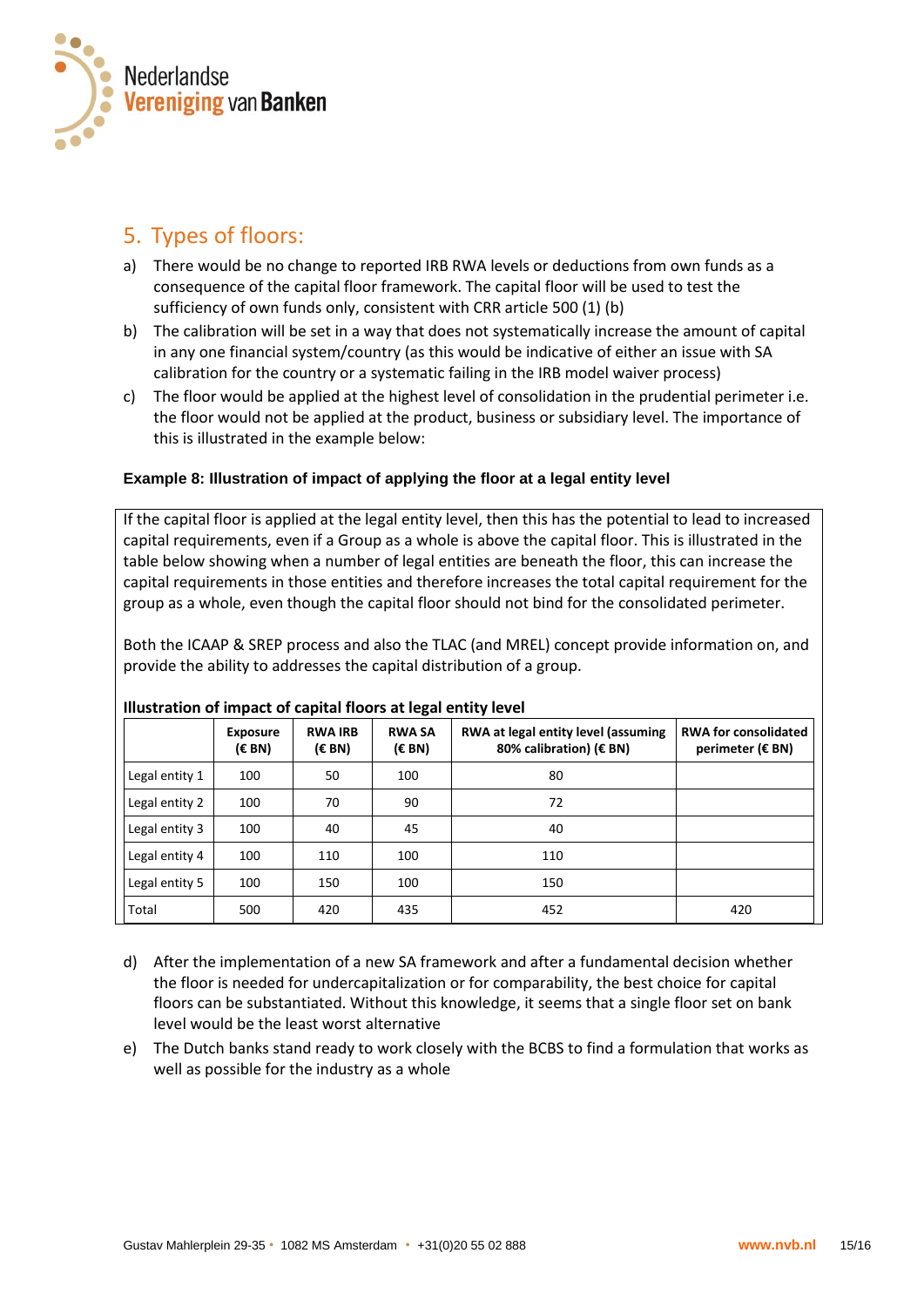## 5. Types of floors:

a) There would be no change to reported IRB RWA levels or deductions from own funds as a consequence of the capital floor framework. The capital floor will be used to test the sufficiency of own funds only, consistent with CRR article 500 (1) (b)

b) The calibration will be set in a way that does not systematically increase the amount of capital in any one financial system/country (as this would be indicative of either an issue with SA calibration for the country or a systematic failing in the IRB model waiver process)

c) The floor would be applied at the highest level of consolidation in the prudential perimeter i.e. the floor would not be applied at the product, business or subsidiary level. The importance of this is illustrated in the example below:

**Example 8: Illustration of impact of applying the floor at a legal entity level**

If the capital floor is applied at the legal entity level, then this has the potential to lead to increased capital requirements, even if a Group as a whole is above the capital floor. This is illustrated in the table below showing when a number of legal entities are beneath the floor, this can increase the capital requirements in those entities and therefore increases the total capital requirement for the group as a whole, even though the capital floor should not bind for the consolidated perimeter.

Both the ICAAP & SREP process and also the TLAC (and MREL) concept provide information on, and provide the ability to addresses the capital distribution of a group.

**Illustration of impact of capital floors at legal entity level**

| | Exposure (€ BN) | RWA IRB (€ BN) | RWA SA (€ BN) | RWA at legal entity level (assuming 80% calibration) (€ BN) | RWA for consolidated perimeter (€ BN) |
|---|---|---|---|---|---|
| Legal entity 1 | 100 | 50 | 100 | 80 | |
| Legal entity 2 | 100 | 70 | 90 | 72 | |
| Legal entity 3 | 100 | 40 | 45 | 40 | |
| Legal entity 4 | 100 | 110 | 100 | 110 | |
| Legal entity 5 | 100 | 150 | 100 | 150 | |
| Total | 500 | 420 | 435 | 452 | 420 |

d) After the implementation of a new SA framework and after a fundamental decision whether the floor is needed for undercapitalization or for comparability, the best choice for capital floors can be substantiated. Without this knowledge, it seems that a single floor set on bank level would be the least worst alternative

e) The Dutch banks stand ready to work closely with the BCBS to find a formulation that works as well as possible for the industry as a whole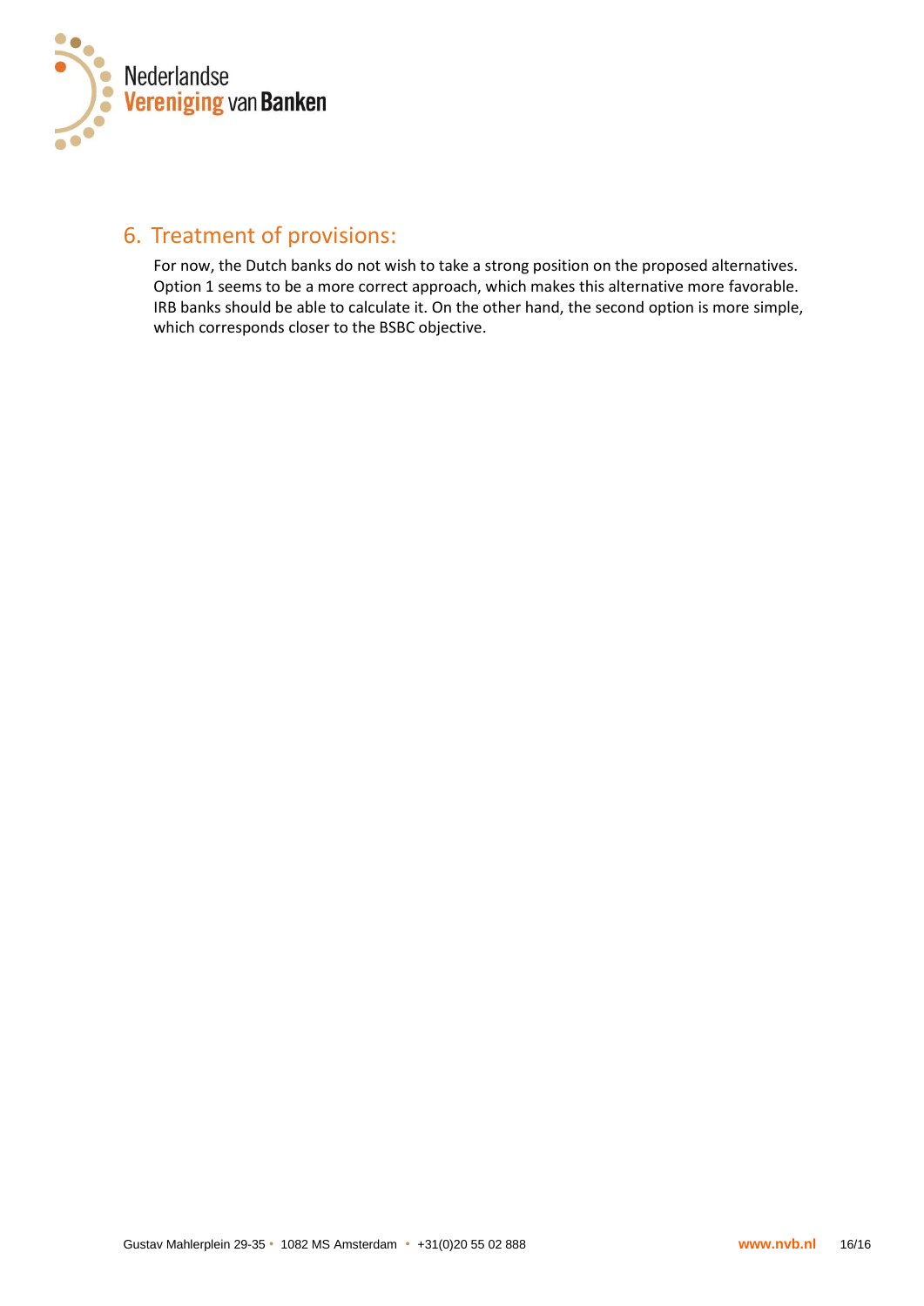## 6. Treatment of provisions:

For now, the Dutch banks do not wish to take a strong position on the proposed alternatives. Option 1 seems to be a more correct approach, which makes this alternative more favorable. IRB banks should be able to calculate it. On the other hand, the second option is more simple, which corresponds closer to the BSBC objective.